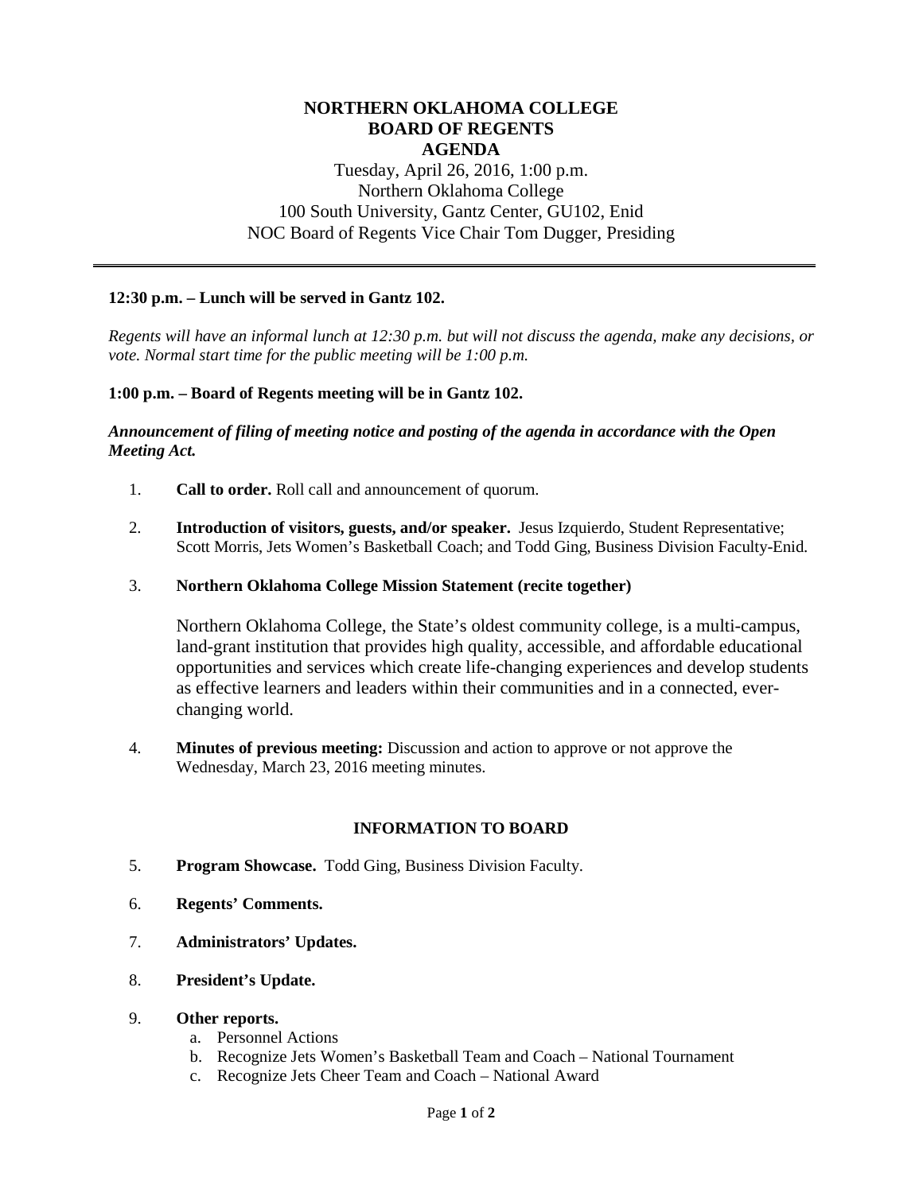# NORTHERN OKLAHOMA COLLEGE
# BOARD OF REGENTS
# AGENDA

Tuesday, April 26, 2016, 1:00 p.m.
Northern Oklahoma College
100 South University, Gantz Center, GU102, Enid
NOC Board of Regents Vice Chair Tom Dugger, Presiding

---

**12:30 p.m. – Lunch will be served in Gantz 102.**

*Regents will have an informal lunch at 12:30 p.m. but will not discuss the agenda, make any decisions, or vote. Normal start time for the public meeting will be 1:00 p.m.*

**1:00 p.m. – Board of Regents meeting will be in Gantz 102.**

***Announcement of filing of meeting notice and posting of the agenda in accordance with the Open Meeting Act.***

1. **Call to order.** Roll call and announcement of quorum.

2. **Introduction of visitors, guests, and/or speaker.** Jesus Izquierdo, Student Representative; Scott Morris, Jets Women's Basketball Coach; and Todd Ging, Business Division Faculty-Enid.

3. **Northern Oklahoma College Mission Statement (recite together)**

   Northern Oklahoma College, the State's oldest community college, is a multi-campus, land-grant institution that provides high quality, accessible, and affordable educational opportunities and services which create life-changing experiences and develop students as effective learners and leaders within their communities and in a connected, ever-changing world.

4. **Minutes of previous meeting:** Discussion and action to approve or not approve the Wednesday, March 23, 2016 meeting minutes.

## INFORMATION TO BOARD

5. **Program Showcase.** Todd Ging, Business Division Faculty.

6. **Regents' Comments.**

7. **Administrators' Updates.**

8. **President's Update.**

9. **Other reports.**
   a. Personnel Actions
   b. Recognize Jets Women's Basketball Team and Coach – National Tournament
   c. Recognize Jets Cheer Team and Coach – National Award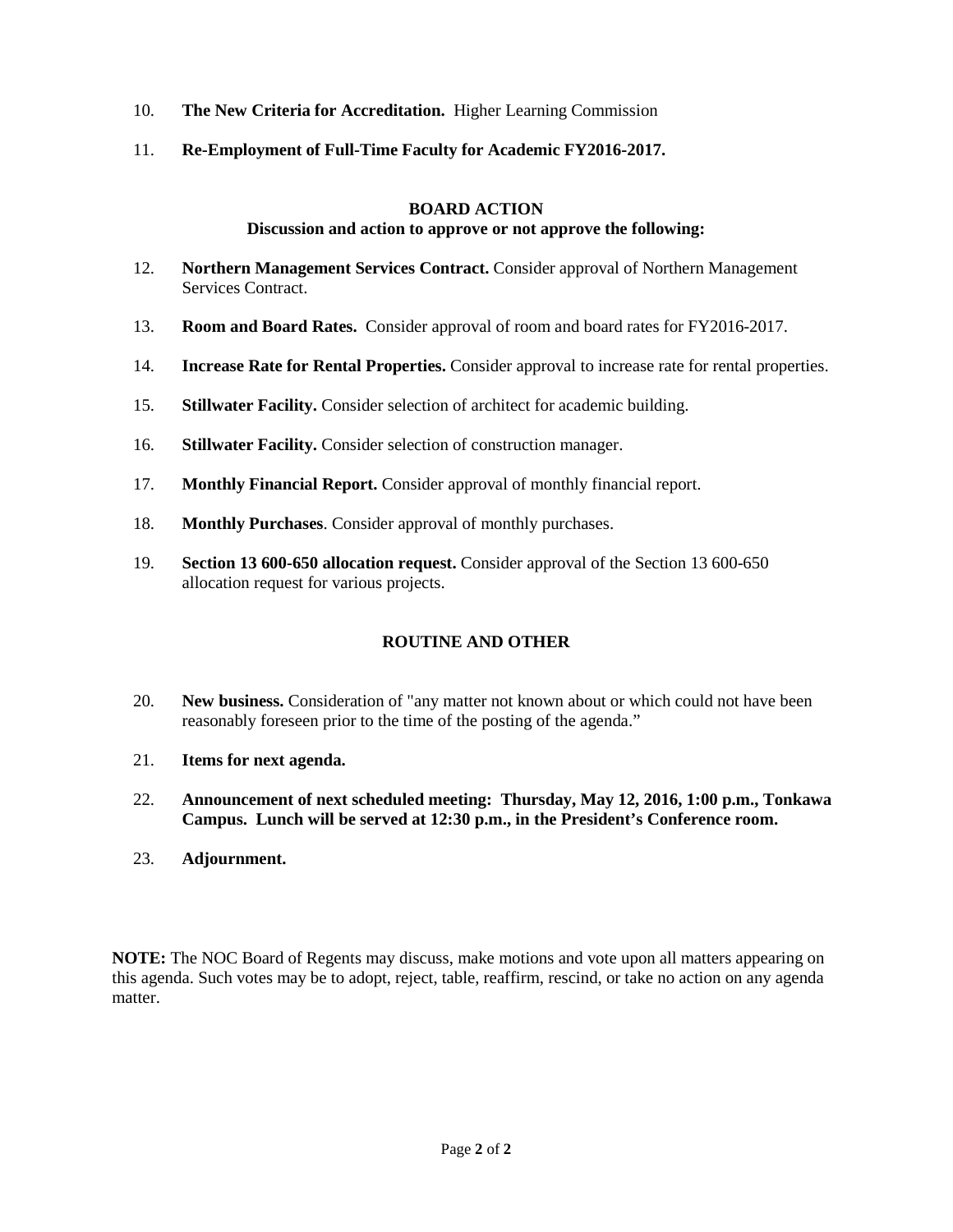10. **The New Criteria for Accreditation.** Higher Learning Commission

11. **Re-Employment of Full-Time Faculty for Academic FY2016-2017.**

## BOARD ACTION

**Discussion and action to approve or not approve the following:**

12. **Northern Management Services Contract.** Consider approval of Northern Management Services Contract.

13. **Room and Board Rates.** Consider approval of room and board rates for FY2016-2017.

14. **Increase Rate for Rental Properties.** Consider approval to increase rate for rental properties.

15. **Stillwater Facility.** Consider selection of architect for academic building.

16. **Stillwater Facility.** Consider selection of construction manager.

17. **Monthly Financial Report.** Consider approval of monthly financial report.

18. **Monthly Purchases**. Consider approval of monthly purchases.

19. **Section 13 600-650 allocation request.** Consider approval of the Section 13 600-650 allocation request for various projects.

## ROUTINE AND OTHER

20. **New business.** Consideration of "any matter not known about or which could not have been reasonably foreseen prior to the time of the posting of the agenda."

21. **Items for next agenda.**

22. **Announcement of next scheduled meeting: Thursday, May 12, 2016, 1:00 p.m., Tonkawa Campus. Lunch will be served at 12:30 p.m., in the President's Conference room.**

23. **Adjournment.**

**NOTE:** The NOC Board of Regents may discuss, make motions and vote upon all matters appearing on this agenda. Such votes may be to adopt, reject, table, reaffirm, rescind, or take no action on any agenda matter.